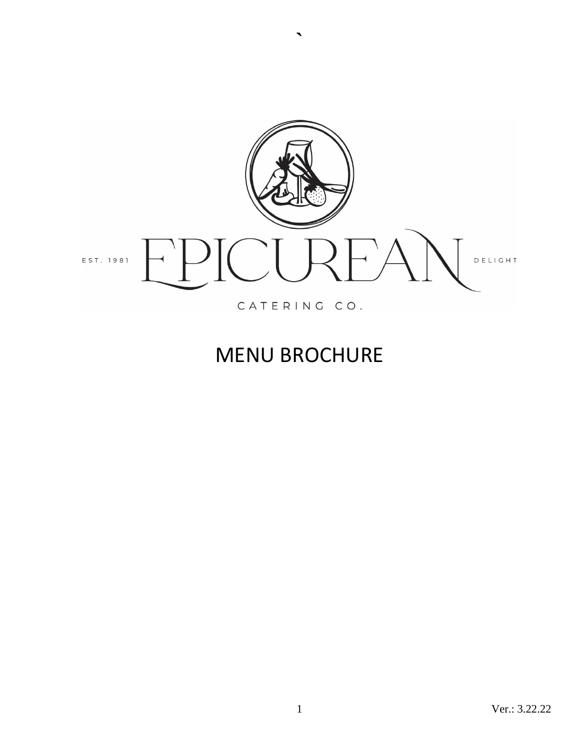EST. 1981 **EPICUREAN** DELIGHT

CATERING CO.

# MENU BROCHURE

Ver.: 3.22.22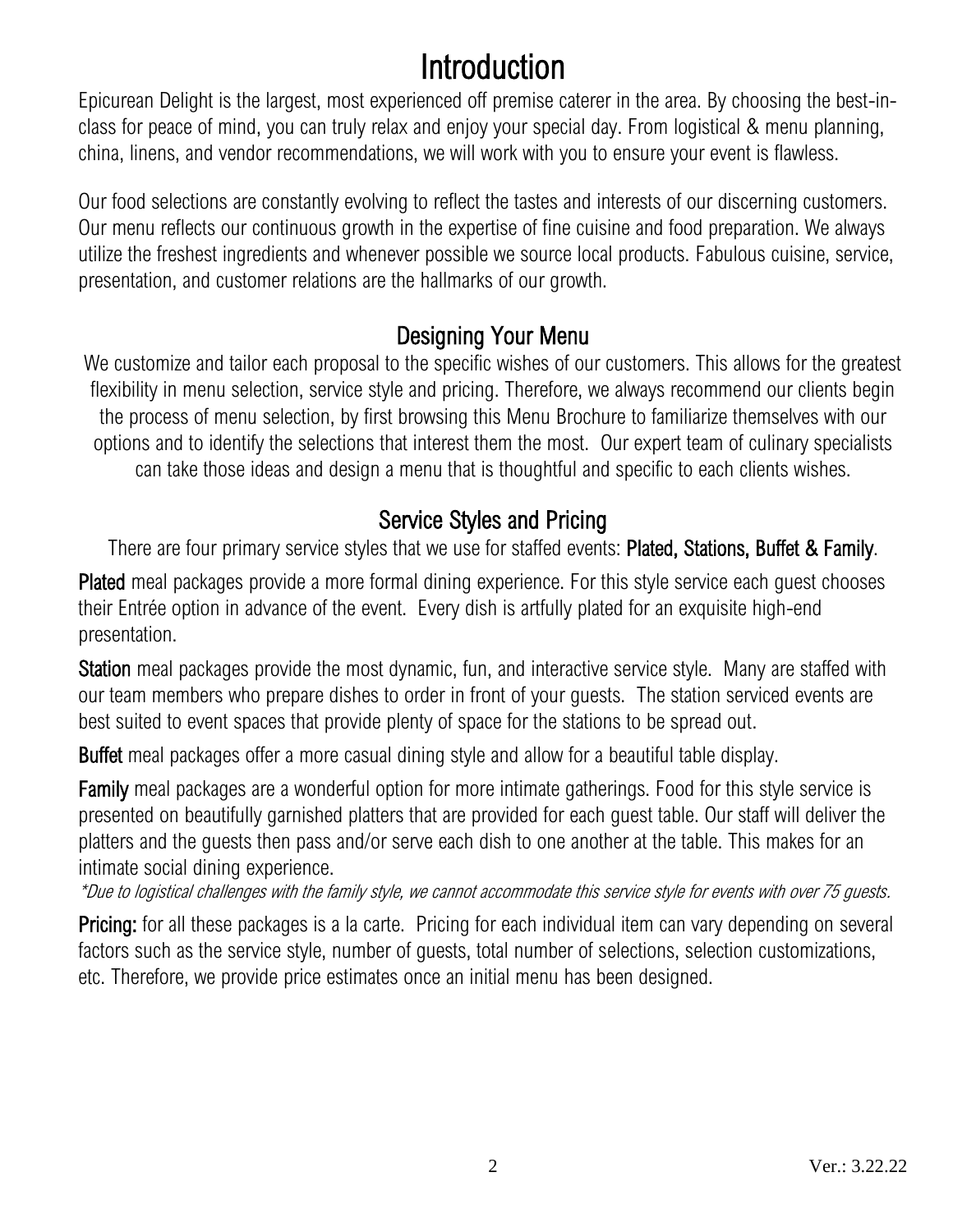# Introduction

Epicurean Delight is the largest, most experienced off premise caterer in the area. By choosing the best-in-class for peace of mind, you can truly relax and enjoy your special day. From logistical & menu planning, china, linens, and vendor recommendations, we will work with you to ensure your event is flawless.

Our food selections are constantly evolving to reflect the tastes and interests of our discerning customers. Our menu reflects our continuous growth in the expertise of fine cuisine and food preparation. We always utilize the freshest ingredients and whenever possible we source local products. Fabulous cuisine, service, presentation, and customer relations are the hallmarks of our growth.

## Designing Your Menu

We customize and tailor each proposal to the specific wishes of our customers. This allows for the greatest flexibility in menu selection, service style and pricing. Therefore, we always recommend our clients begin the process of menu selection, by first browsing this Menu Brochure to familiarize themselves with our options and to identify the selections that interest them the most. Our expert team of culinary specialists can take those ideas and design a menu that is thoughtful and specific to each clients wishes.

## Service Styles and Pricing

There are four primary service styles that we use for staffed events: **Plated, Stations, Buffet & Family**.

**Plated** meal packages provide a more formal dining experience. For this style service each guest chooses their Entrée option in advance of the event. Every dish is artfully plated for an exquisite high-end presentation.

**Station** meal packages provide the most dynamic, fun, and interactive service style. Many are staffed with our team members who prepare dishes to order in front of your guests. The station serviced events are best suited to event spaces that provide plenty of space for the stations to be spread out.

**Buffet** meal packages offer a more casual dining style and allow for a beautiful table display.

**Family** meal packages are a wonderful option for more intimate gatherings. Food for this style service is presented on beautifully garnished platters that are provided for each guest table. Our staff will deliver the platters and the guests then pass and/or serve each dish to one another at the table. This makes for an intimate social dining experience.

*\*Due to logistical challenges with the family style, we cannot accommodate this service style for events with over 75 guests.*

**Pricing:** for all these packages is a la carte. Pricing for each individual item can vary depending on several factors such as the service style, number of guests, total number of selections, selection customizations, etc. Therefore, we provide price estimates once an initial menu has been designed.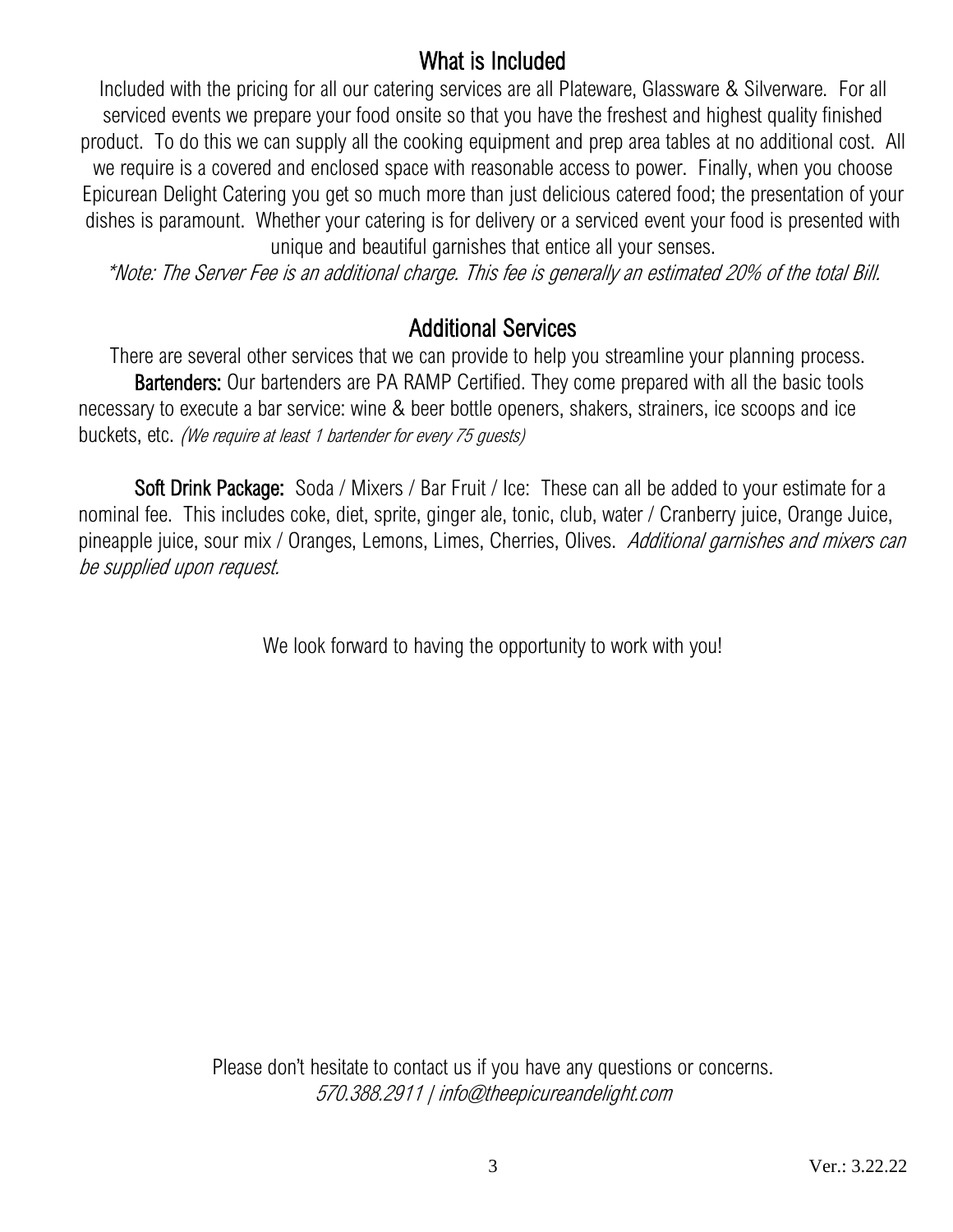## What is Included

Included with the pricing for all our catering services are all Plateware, Glassware & Silverware. For all serviced events we prepare your food onsite so that you have the freshest and highest quality finished product. To do this we can supply all the cooking equipment and prep area tables at no additional cost. All we require is a covered and enclosed space with reasonable access to power. Finally, when you choose Epicurean Delight Catering you get so much more than just delicious catered food; the presentation of your dishes is paramount. Whether your catering is for delivery or a serviced event your food is presented with unique and beautiful garnishes that entice all your senses.

*\*Note: The Server Fee is an additional charge. This fee is generally an estimated 20% of the total Bill.*

## Additional Services

There are several other services that we can provide to help you streamline your planning process.

**Bartenders:** Our bartenders are PA RAMP Certified. They come prepared with all the basic tools necessary to execute a bar service: wine & beer bottle openers, shakers, strainers, ice scoops and ice buckets, etc. *(We require at least 1 bartender for every 75 guests)*

**Soft Drink Package:** Soda / Mixers / Bar Fruit / Ice: These can all be added to your estimate for a nominal fee. This includes coke, diet, sprite, ginger ale, tonic, club, water / Cranberry juice, Orange Juice, pineapple juice, sour mix / Oranges, Lemons, Limes, Cherries, Olives. *Additional garnishes and mixers can be supplied upon request.*

We look forward to having the opportunity to work with you!

Please don't hesitate to contact us if you have any questions or concerns.
*570.388.2911 | info@theepicureandelight.com*

Ver.: 3.22.22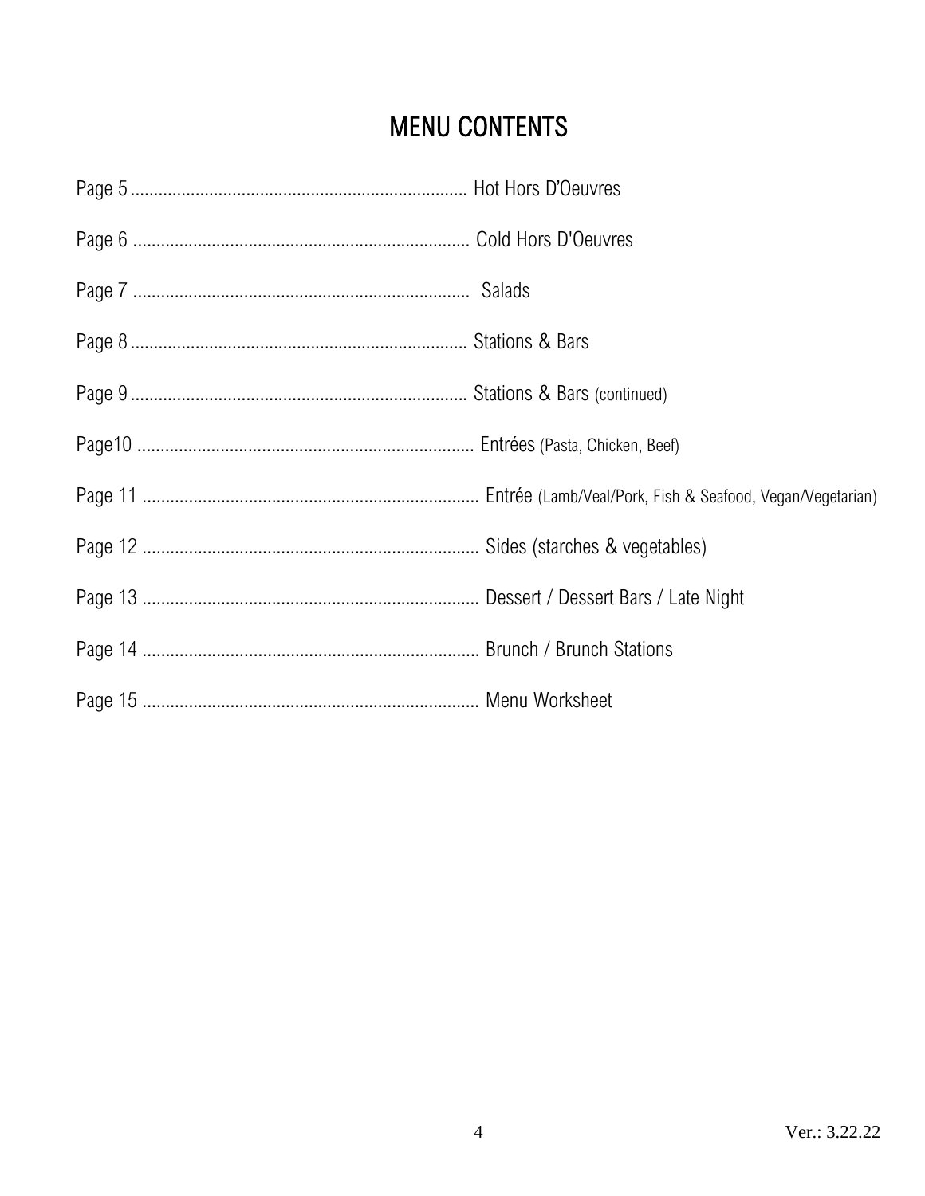# MENU CONTENTS

Page 5 .......................................................................... Hot Hors D'Oeuvres

Page 6 .......................................................................... Cold Hors D'Oeuvres

Page 7 .......................................................................... Salads

Page 8 .......................................................................... Stations & Bars

Page 9 .......................................................................... Stations & Bars (continued)

Page10 .......................................................................... Entrées (Pasta, Chicken, Beef)

Page 11 .......................................................................... Entrée (Lamb/Veal/Pork, Fish & Seafood, Vegan/Vegetarian)

Page 12 .......................................................................... Sides (starches & vegetables)

Page 13 .......................................................................... Dessert / Dessert Bars / Late Night

Page 14 .......................................................................... Brunch / Brunch Stations

Page 15 .......................................................................... Menu Worksheet

Ver.: 3.22.22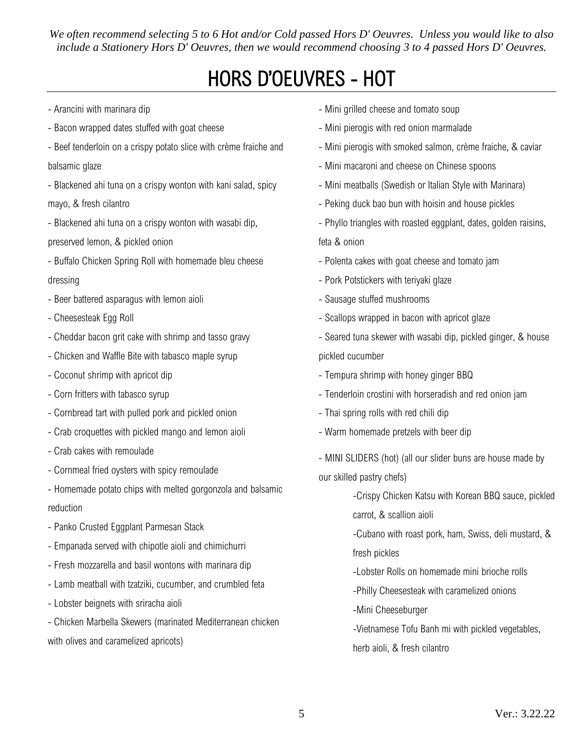*We often recommend selecting 5 to 6 Hot and/or Cold passed Hors D' Oeuvres. Unless you would like to also include a Stationery Hors D' Oeuvres, then we would recommend choosing 3 to 4 passed Hors D' Oeuvres.*

# HORS D'OEUVRES - HOT

- Arancini with marinara dip
- Bacon wrapped dates stuffed with goat cheese
- Beef tenderloin on a crispy potato slice with crème fraiche and balsamic glaze
- Blackened ahi tuna on a crispy wonton with kani salad, spicy mayo, & fresh cilantro
- Blackened ahi tuna on a crispy wonton with wasabi dip, preserved lemon, & pickled onion
- Buffalo Chicken Spring Roll with homemade bleu cheese dressing
- Beer battered asparagus with lemon aioli
- Cheesesteak Egg Roll
- Cheddar bacon grit cake with shrimp and tasso gravy
- Chicken and Waffle Bite with tabasco maple syrup
- Coconut shrimp with apricot dip
- Corn fritters with tabasco syrup
- Cornbread tart with pulled pork and pickled onion
- Crab croquettes with pickled mango and lemon aioli
- Crab cakes with remoulade
- Cornmeal fried oysters with spicy remoulade
- Homemade potato chips with melted gorgonzola and balsamic reduction
- Panko Crusted Eggplant Parmesan Stack
- Empanada served with chipotle aioli and chimichurri
- Fresh mozzarella and basil wontons with marinara dip
- Lamb meatball with tzatziki, cucumber, and crumbled feta
- Lobster beignets with sriracha aioli
- Chicken Marbella Skewers (marinated Mediterranean chicken with olives and caramelized apricots)
- Mini grilled cheese and tomato soup
- Mini pierogis with red onion marmalade
- Mini pierogis with smoked salmon, crème fraiche, & caviar
- Mini macaroni and cheese on Chinese spoons
- Mini meatballs (Swedish or Italian Style with Marinara)
- Peking duck bao bun with hoisin and house pickles
- Phyllo triangles with roasted eggplant, dates, golden raisins, feta & onion
- Polenta cakes with goat cheese and tomato jam
- Pork Potstickers with teriyaki glaze
- Sausage stuffed mushrooms
- Scallops wrapped in bacon with apricot glaze
- Seared tuna skewer with wasabi dip, pickled ginger, & house pickled cucumber
- Tempura shrimp with honey ginger BBQ
- Tenderloin crostini with horseradish and red onion jam
- Thai spring rolls with red chili dip
- Warm homemade pretzels with beer dip
- MINI SLIDERS (hot) (all our slider buns are house made by our skilled pastry chefs)
    - Crispy Chicken Katsu with Korean BBQ sauce, pickled carrot, & scallion aioli
    - Cubano with roast pork, ham, Swiss, deli mustard, & fresh pickles
    - Lobster Rolls on homemade mini brioche rolls
    - Philly Cheesesteak with caramelized onions
    - Mini Cheeseburger
    - Vietnamese Tofu Banh mi with pickled vegetables, herb aioli, & fresh cilantro

Ver.: 3.22.22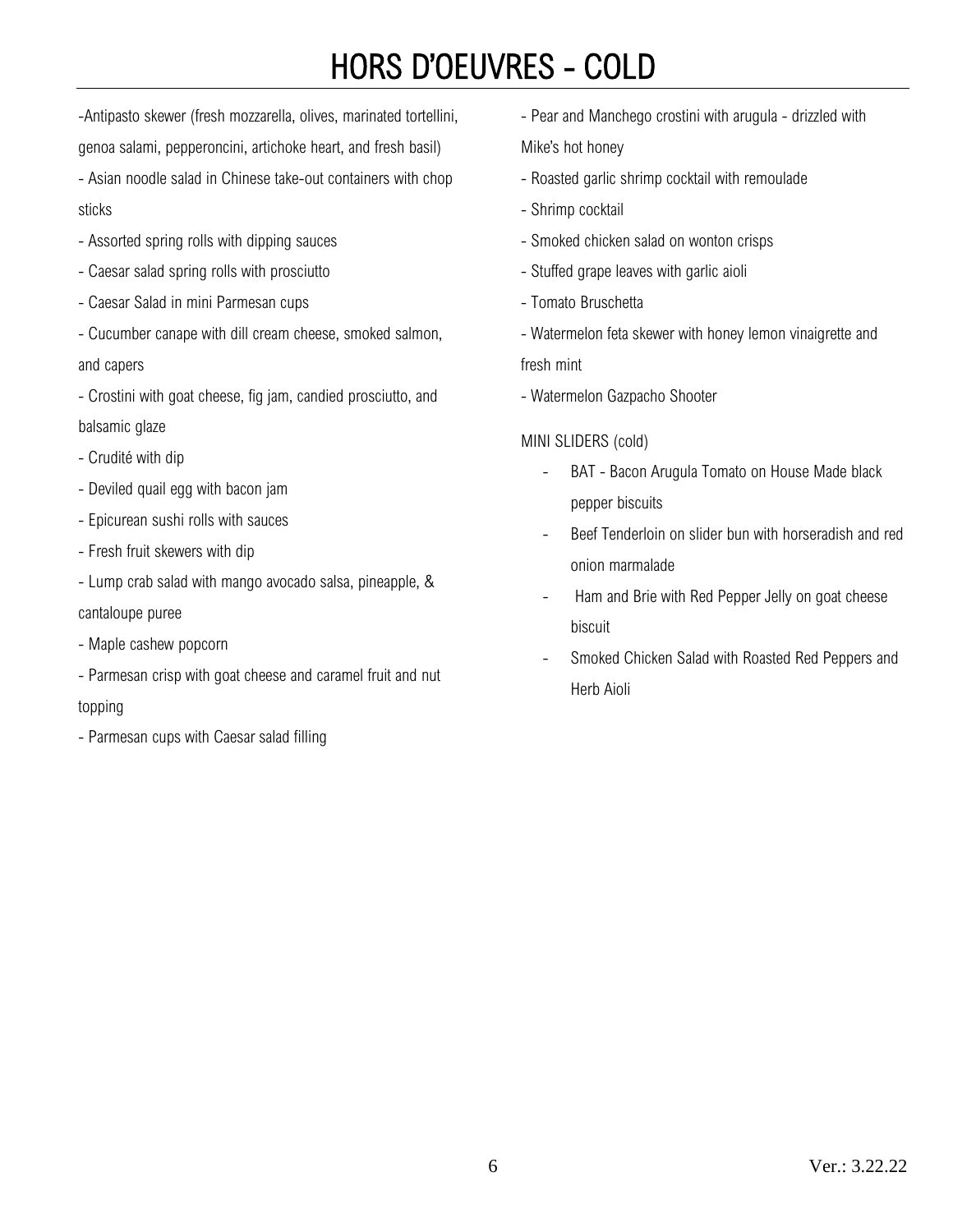# HORS D'OEUVRES - COLD

- Antipasto skewer (fresh mozzarella, olives, marinated tortellini, genoa salami, pepperoncini, artichoke heart, and fresh basil)
- Asian noodle salad in Chinese take-out containers with chop sticks
- Assorted spring rolls with dipping sauces
- Caesar salad spring rolls with prosciutto
- Caesar Salad in mini Parmesan cups
- Cucumber canape with dill cream cheese, smoked salmon, and capers
- Crostini with goat cheese, fig jam, candied prosciutto, and balsamic glaze
- Crudité with dip
- Deviled quail egg with bacon jam
- Epicurean sushi rolls with sauces
- Fresh fruit skewers with dip
- Lump crab salad with mango avocado salsa, pineapple, & cantaloupe puree
- Maple cashew popcorn
- Parmesan crisp with goat cheese and caramel fruit and nut topping
- Parmesan cups with Caesar salad filling
- Pear and Manchego crostini with arugula - drizzled with Mike's hot honey
- Roasted garlic shrimp cocktail with remoulade
- Shrimp cocktail
- Smoked chicken salad on wonton crisps
- Stuffed grape leaves with garlic aioli
- Tomato Bruschetta
- Watermelon feta skewer with honey lemon vinaigrette and fresh mint
- Watermelon Gazpacho Shooter

MINI SLIDERS (cold)

- BAT - Bacon Arugula Tomato on House Made black pepper biscuits
- Beef Tenderloin on slider bun with horseradish and red onion marmalade
- Ham and Brie with Red Pepper Jelly on goat cheese biscuit
- Smoked Chicken Salad with Roasted Red Peppers and Herb Aioli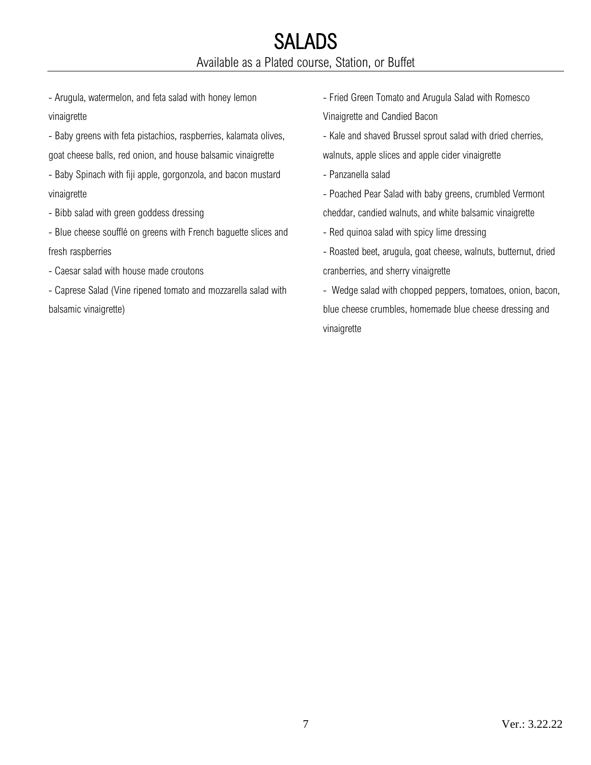# SALADS

Available as a Plated course, Station, or Buffet

- Arugula, watermelon, and feta salad with honey lemon vinaigrette
- Baby greens with feta pistachios, raspberries, kalamata olives, goat cheese balls, red onion, and house balsamic vinaigrette
- Baby Spinach with fiji apple, gorgonzola, and bacon mustard vinaigrette
- Bibb salad with green goddess dressing
- Blue cheese soufflé on greens with French baguette slices and fresh raspberries
- Caesar salad with house made croutons
- Caprese Salad (Vine ripened tomato and mozzarella salad with balsamic vinaigrette)
- Fried Green Tomato and Arugula Salad with Romesco Vinaigrette and Candied Bacon
- Kale and shaved Brussel sprout salad with dried cherries, walnuts, apple slices and apple cider vinaigrette
- Panzanella salad
- Poached Pear Salad with baby greens, crumbled Vermont cheddar, candied walnuts, and white balsamic vinaigrette
- Red quinoa salad with spicy lime dressing
- Roasted beet, arugula, goat cheese, walnuts, butternut, dried cranberries, and sherry vinaigrette
- Wedge salad with chopped peppers, tomatoes, onion, bacon, blue cheese crumbles, homemade blue cheese dressing and vinaigrette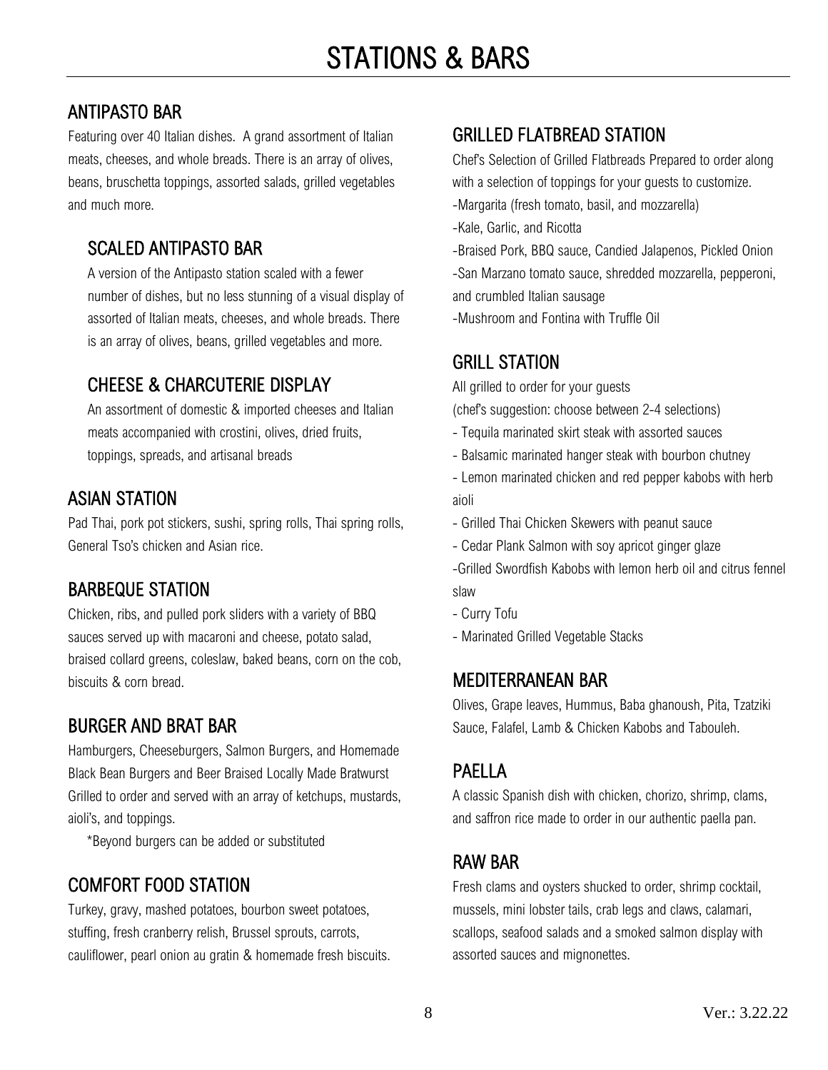# STATIONS & BARS

## ANTIPASTO BAR

Featuring over 40 Italian dishes. A grand assortment of Italian meats, cheeses, and whole breads. There is an array of olives, beans, bruschetta toppings, assorted salads, grilled vegetables and much more.

### SCALED ANTIPASTO BAR

A version of the Antipasto station scaled with a fewer number of dishes, but no less stunning of a visual display of assorted of Italian meats, cheeses, and whole breads. There is an array of olives, beans, grilled vegetables and more.

### CHEESE & CHARCUTERIE DISPLAY

An assortment of domestic & imported cheeses and Italian meats accompanied with crostini, olives, dried fruits, toppings, spreads, and artisanal breads

## ASIAN STATION

Pad Thai, pork pot stickers, sushi, spring rolls, Thai spring rolls, General Tso's chicken and Asian rice.

## BARBEQUE STATION

Chicken, ribs, and pulled pork sliders with a variety of BBQ sauces served up with macaroni and cheese, potato salad, braised collard greens, coleslaw, baked beans, corn on the cob, biscuits & corn bread.

## BURGER AND BRAT BAR

Hamburgers, Cheeseburgers, Salmon Burgers, and Homemade Black Bean Burgers and Beer Braised Locally Made Bratwurst Grilled to order and served with an array of ketchups, mustards, aioli's, and toppings.

*Beyond burgers can be added or substituted

## COMFORT FOOD STATION

Turkey, gravy, mashed potatoes, bourbon sweet potatoes, stuffing, fresh cranberry relish, Brussel sprouts, carrots, cauliflower, pearl onion au gratin & homemade fresh biscuits.

## GRILLED FLATBREAD STATION

Chef's Selection of Grilled Flatbreads Prepared to order along with a selection of toppings for your guests to customize.

-Margarita (fresh tomato, basil, and mozzarella)

-Kale, Garlic, and Ricotta

-Braised Pork, BBQ sauce, Candied Jalapenos, Pickled Onion

-San Marzano tomato sauce, shredded mozzarella, pepperoni, and crumbled Italian sausage

-Mushroom and Fontina with Truffle Oil

## GRILL STATION

All grilled to order for your guests

(chef's suggestion: choose between 2-4 selections)

- Tequila marinated skirt steak with assorted sauces
- Balsamic marinated hanger steak with bourbon chutney
- Lemon marinated chicken and red pepper kabobs with herb aioli
- Grilled Thai Chicken Skewers with peanut sauce
- Cedar Plank Salmon with soy apricot ginger glaze
- Grilled Swordfish Kabobs with lemon herb oil and citrus fennel slaw
- Curry Tofu
- Marinated Grilled Vegetable Stacks

## MEDITERRANEAN BAR

Olives, Grape leaves, Hummus, Baba ghanoush, Pita, Tzatziki Sauce, Falafel, Lamb & Chicken Kabobs and Tabouleh.

## PAELLA

A classic Spanish dish with chicken, chorizo, shrimp, clams, and saffron rice made to order in our authentic paella pan.

## RAW BAR

Fresh clams and oysters shucked to order, shrimp cocktail, mussels, mini lobster tails, crab legs and claws, calamari, scallops, seafood salads and a smoked salmon display with assorted sauces and mignonettes.

Ver.: 3.22.22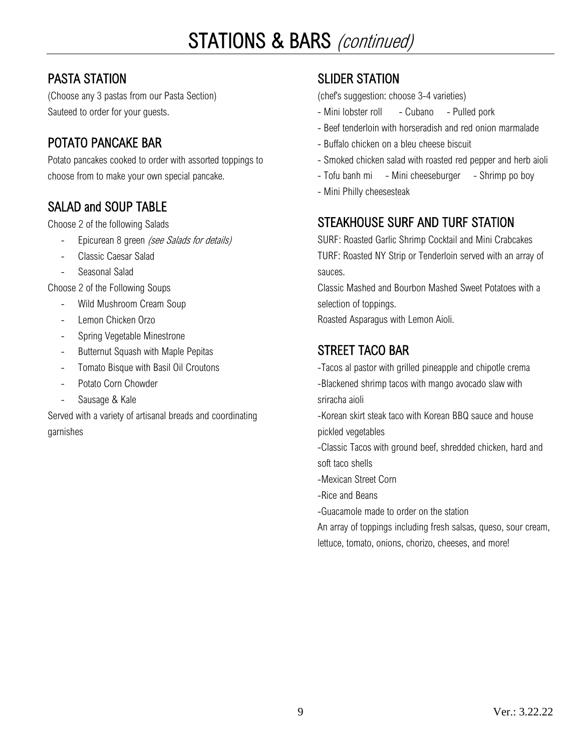# STATIONS & BARS *(continued)*

## PASTA STATION

(Choose any 3 pastas from our Pasta Section)
Sauteed to order for your guests.

## POTATO PANCAKE BAR

Potato pancakes cooked to order with assorted toppings to choose from to make your own special pancake.

## SALAD and SOUP TABLE

Choose 2 of the following Salads

- Epicurean 8 green *(see Salads for details)*
- Classic Caesar Salad
- Seasonal Salad

Choose 2 of the Following Soups

- Wild Mushroom Cream Soup
- Lemon Chicken Orzo
- Spring Vegetable Minestrone
- Butternut Squash with Maple Pepitas
- Tomato Bisque with Basil Oil Croutons
- Potato Corn Chowder
- Sausage & Kale

Served with a variety of artisanal breads and coordinating garnishes

## SLIDER STATION

(chef's suggestion: choose 3-4 varieties)

- Mini lobster roll - Cubano - Pulled pork
- Beef tenderloin with horseradish and red onion marmalade
- Buffalo chicken on a bleu cheese biscuit
- Smoked chicken salad with roasted red pepper and herb aioli
- Tofu banh mi - Mini cheeseburger - Shrimp po boy
- Mini Philly cheesesteak

## STEAKHOUSE SURF AND TURF STATION

SURF: Roasted Garlic Shrimp Cocktail and Mini Crabcakes
TURF: Roasted NY Strip or Tenderloin served with an array of sauces.
Classic Mashed and Bourbon Mashed Sweet Potatoes with a selection of toppings.
Roasted Asparagus with Lemon Aioli.

## STREET TACO BAR

-Tacos al pastor with grilled pineapple and chipotle crema
-Blackened shrimp tacos with mango avocado slaw with sriracha aioli
-Korean skirt steak taco with Korean BBQ sauce and house pickled vegetables
-Classic Tacos with ground beef, shredded chicken, hard and soft taco shells
-Mexican Street Corn
-Rice and Beans
-Guacamole made to order on the station
An array of toppings including fresh salsas, queso, sour cream, lettuce, tomato, onions, chorizo, cheeses, and more!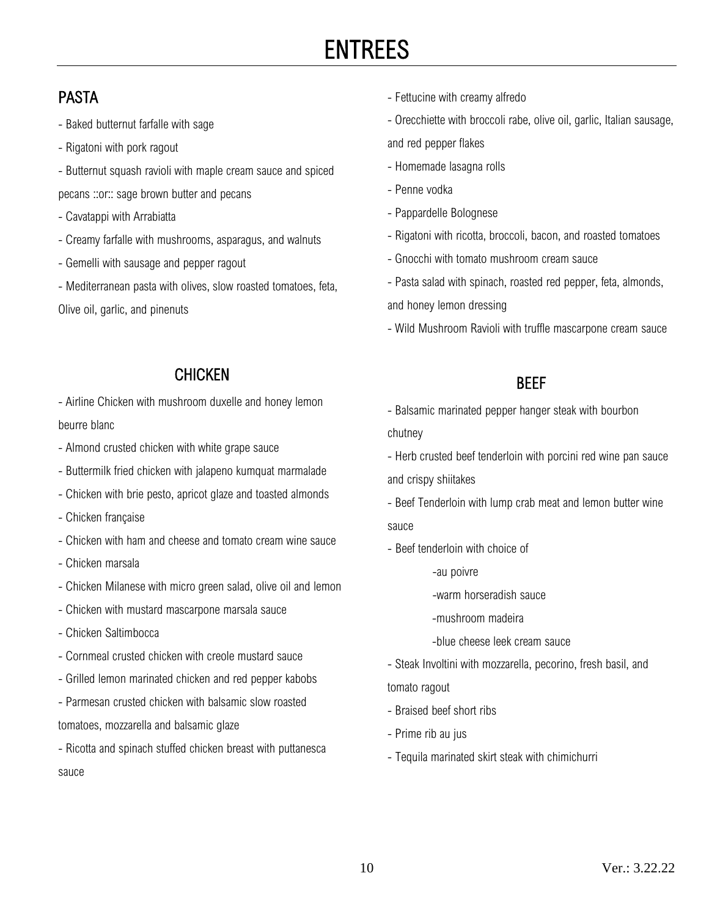# ENTREES

## PASTA

- Baked butternut farfalle with sage
- Rigatoni with pork ragout
- Butternut squash ravioli with maple cream sauce and spiced pecans ::or:: sage brown butter and pecans
- Cavatappi with Arrabiatta
- Creamy farfalle with mushrooms, asparagus, and walnuts
- Gemelli with sausage and pepper ragout
- Mediterranean pasta with olives, slow roasted tomatoes, feta, Olive oil, garlic, and pinenuts
- Fettucine with creamy alfredo
- Orecchiette with broccoli rabe, olive oil, garlic, Italian sausage, and red pepper flakes
- Homemade lasagna rolls
- Penne vodka
- Pappardelle Bolognese
- Rigatoni with ricotta, broccoli, bacon, and roasted tomatoes
- Gnocchi with tomato mushroom cream sauce
- Pasta salad with spinach, roasted red pepper, feta, almonds, and honey lemon dressing
- Wild Mushroom Ravioli with truffle mascarpone cream sauce

## CHICKEN

- Airline Chicken with mushroom duxelle and honey lemon beurre blanc
- Almond crusted chicken with white grape sauce
- Buttermilk fried chicken with jalapeno kumquat marmalade
- Chicken with brie pesto, apricot glaze and toasted almonds
- Chicken française
- Chicken with ham and cheese and tomato cream wine sauce
- Chicken marsala
- Chicken Milanese with micro green salad, olive oil and lemon
- Chicken with mustard mascarpone marsala sauce
- Chicken Saltimbocca
- Cornmeal crusted chicken with creole mustard sauce
- Grilled lemon marinated chicken and red pepper kabobs
- Parmesan crusted chicken with balsamic slow roasted tomatoes, mozzarella and balsamic glaze
- Ricotta and spinach stuffed chicken breast with puttanesca sauce

## BEEF

- Balsamic marinated pepper hanger steak with bourbon chutney
- Herb crusted beef tenderloin with porcini red wine pan sauce and crispy shiitakes
- Beef Tenderloin with lump crab meat and lemon butter wine sauce
- Beef tenderloin with choice of
    - au poivre
    - warm horseradish sauce
    - mushroom madeira
    - blue cheese leek cream sauce
- Steak Involtini with mozzarella, pecorino, fresh basil, and tomato ragout
- Braised beef short ribs
- Prime rib au jus
- Tequila marinated skirt steak with chimichurri

Ver.: 3.22.22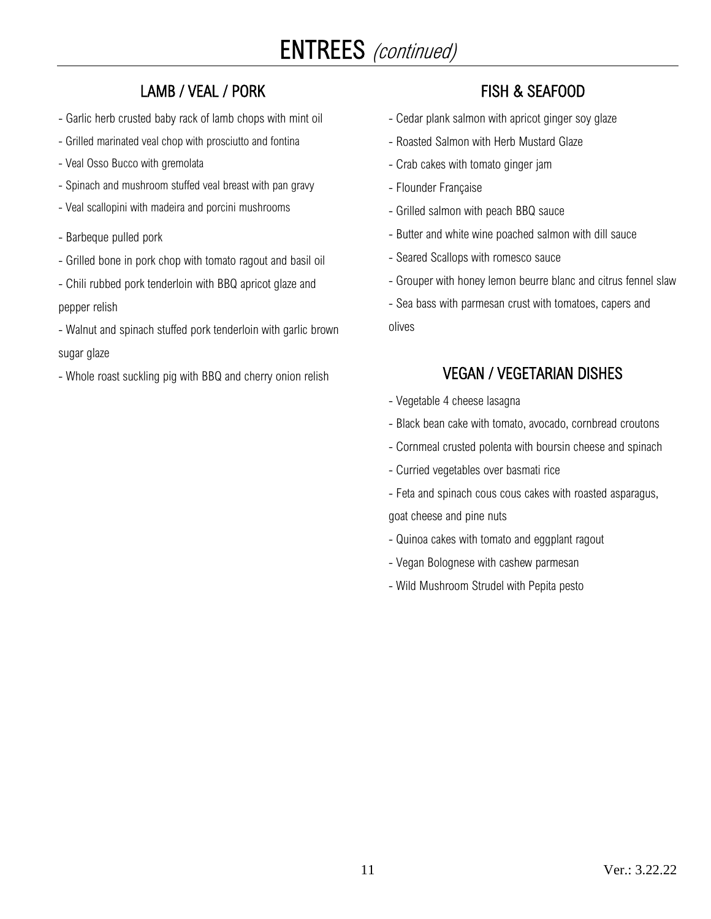# ENTREES *(continued)*

## LAMB / VEAL / PORK

- Garlic herb crusted baby rack of lamb chops with mint oil
- Grilled marinated veal chop with prosciutto and fontina
- Veal Osso Bucco with gremolata
- Spinach and mushroom stuffed veal breast with pan gravy
- Veal scallopini with madeira and porcini mushrooms
- Barbeque pulled pork
- Grilled bone in pork chop with tomato ragout and basil oil
- Chili rubbed pork tenderloin with BBQ apricot glaze and pepper relish
- Walnut and spinach stuffed pork tenderloin with garlic brown sugar glaze
- Whole roast suckling pig with BBQ and cherry onion relish

## FISH & SEAFOOD

- Cedar plank salmon with apricot ginger soy glaze
- Roasted Salmon with Herb Mustard Glaze
- Crab cakes with tomato ginger jam
- Flounder Française
- Grilled salmon with peach BBQ sauce
- Butter and white wine poached salmon with dill sauce
- Seared Scallops with romesco sauce
- Grouper with honey lemon beurre blanc and citrus fennel slaw
- Sea bass with parmesan crust with tomatoes, capers and olives

## VEGAN / VEGETARIAN DISHES

- Vegetable 4 cheese lasagna
- Black bean cake with tomato, avocado, cornbread croutons
- Cornmeal crusted polenta with boursin cheese and spinach
- Curried vegetables over basmati rice
- Feta and spinach cous cous cakes with roasted asparagus, goat cheese and pine nuts
- Quinoa cakes with tomato and eggplant ragout
- Vegan Bolognese with cashew parmesan
- Wild Mushroom Strudel with Pepita pesto

Ver.: 3.22.22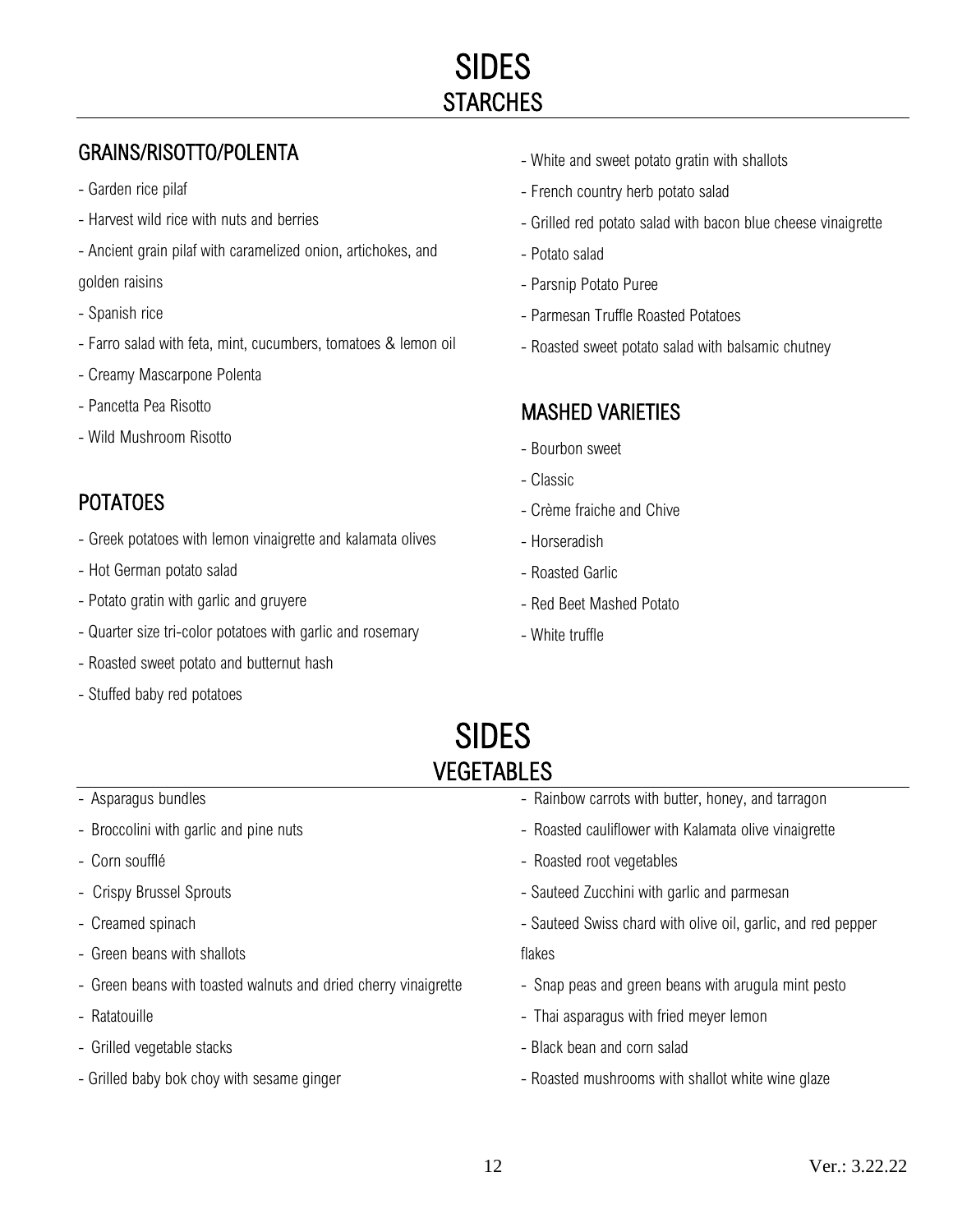# SIDES
## STARCHES

### GRAINS/RISOTTO/POLENTA

- Garden rice pilaf
- Harvest wild rice with nuts and berries
- Ancient grain pilaf with caramelized onion, artichokes, and golden raisins
- Spanish rice
- Farro salad with feta, mint, cucumbers, tomatoes & lemon oil
- Creamy Mascarpone Polenta
- Pancetta Pea Risotto
- Wild Mushroom Risotto

### POTATOES

- Greek potatoes with lemon vinaigrette and kalamata olives
- Hot German potato salad
- Potato gratin with garlic and gruyere
- Quarter size tri-color potatoes with garlic and rosemary
- Roasted sweet potato and butternut hash
- Stuffed baby red potatoes
- White and sweet potato gratin with shallots
- French country herb potato salad
- Grilled red potato salad with bacon blue cheese vinaigrette
- Potato salad
- Parsnip Potato Puree
- Parmesan Truffle Roasted Potatoes
- Roasted sweet potato salad with balsamic chutney

### MASHED VARIETIES

- Bourbon sweet
- Classic
- Crème fraiche and Chive
- Horseradish
- Roasted Garlic
- Red Beet Mashed Potato
- White truffle

# SIDES
## VEGETABLES

- Asparagus bundles
- Broccolini with garlic and pine nuts
- Corn soufflé
- Crispy Brussel Sprouts
- Creamed spinach
- Green beans with shallots
- Green beans with toasted walnuts and dried cherry vinaigrette
- Ratatouille
- Grilled vegetable stacks
- Grilled baby bok choy with sesame ginger
- Rainbow carrots with butter, honey, and tarragon
- Roasted cauliflower with Kalamata olive vinaigrette
- Roasted root vegetables
- Sauteed Zucchini with garlic and parmesan
- Sauteed Swiss chard with olive oil, garlic, and red pepper flakes
- Snap peas and green beans with arugula mint pesto
- Thai asparagus with fried meyer lemon
- Black bean and corn salad
- Roasted mushrooms with shallot white wine glaze

Ver.: 3.22.22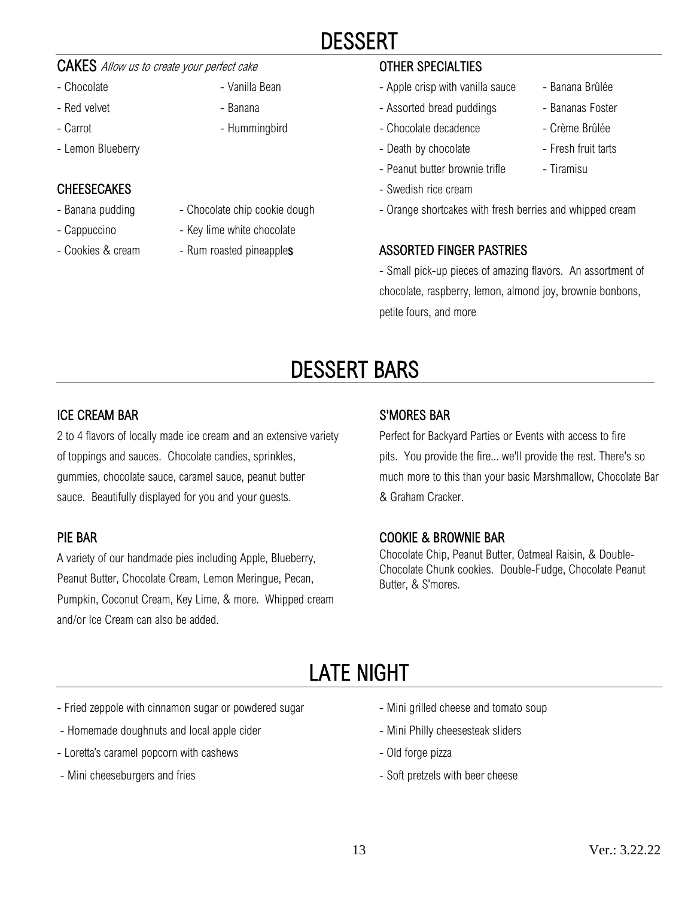# DESSERT

## CAKES *Allow us to create your perfect cake*

- Chocolate
- Vanilla Bean
- Red velvet
- Banana
- Carrot
- Hummingbird
- Lemon Blueberry

## CHEESECAKES

- Banana pudding
- Chocolate chip cookie dough
- Cappuccino
- Key lime white chocolate
- Cookies & cream
- Rum roasted pineapples

## OTHER SPECIALTIES

- Apple crisp with vanilla sauce
- Banana Brûlée
- Assorted bread puddings
- Bananas Foster
- Chocolate decadence
- Crème Brûlée
- Death by chocolate
- Fresh fruit tarts
- Peanut butter brownie trifle
- Tiramisu
- Swedish rice cream
- Orange shortcakes with fresh berries and whipped cream

## ASSORTED FINGER PASTRIES

- Small pick-up pieces of amazing flavors. An assortment of chocolate, raspberry, lemon, almond joy, brownie bonbons, petite fours, and more

# DESSERT BARS

## ICE CREAM BAR

2 to 4 flavors of locally made ice cream and an extensive variety of toppings and sauces. Chocolate candies, sprinkles, gummies, chocolate sauce, caramel sauce, peanut butter sauce. Beautifully displayed for you and your guests.

## PIE BAR

A variety of our handmade pies including Apple, Blueberry, Peanut Butter, Chocolate Cream, Lemon Meringue, Pecan, Pumpkin, Coconut Cream, Key Lime, & more. Whipped cream and/or Ice Cream can also be added.

## S'MORES BAR

Perfect for Backyard Parties or Events with access to fire pits. You provide the fire... we'll provide the rest. There's so much more to this than your basic Marshmallow, Chocolate Bar & Graham Cracker.

## COOKIE & BROWNIE BAR

Chocolate Chip, Peanut Butter, Oatmeal Raisin, & Double-Chocolate Chunk cookies. Double-Fudge, Chocolate Peanut Butter, & S'mores.

# LATE NIGHT

- Fried zeppole with cinnamon sugar or powdered sugar
- Homemade doughnuts and local apple cider
- Loretta's caramel popcorn with cashews
- Mini cheeseburgers and fries
- Mini grilled cheese and tomato soup
- Mini Philly cheesesteak sliders
- Old forge pizza
- Soft pretzels with beer cheese

Ver.: 3.22.22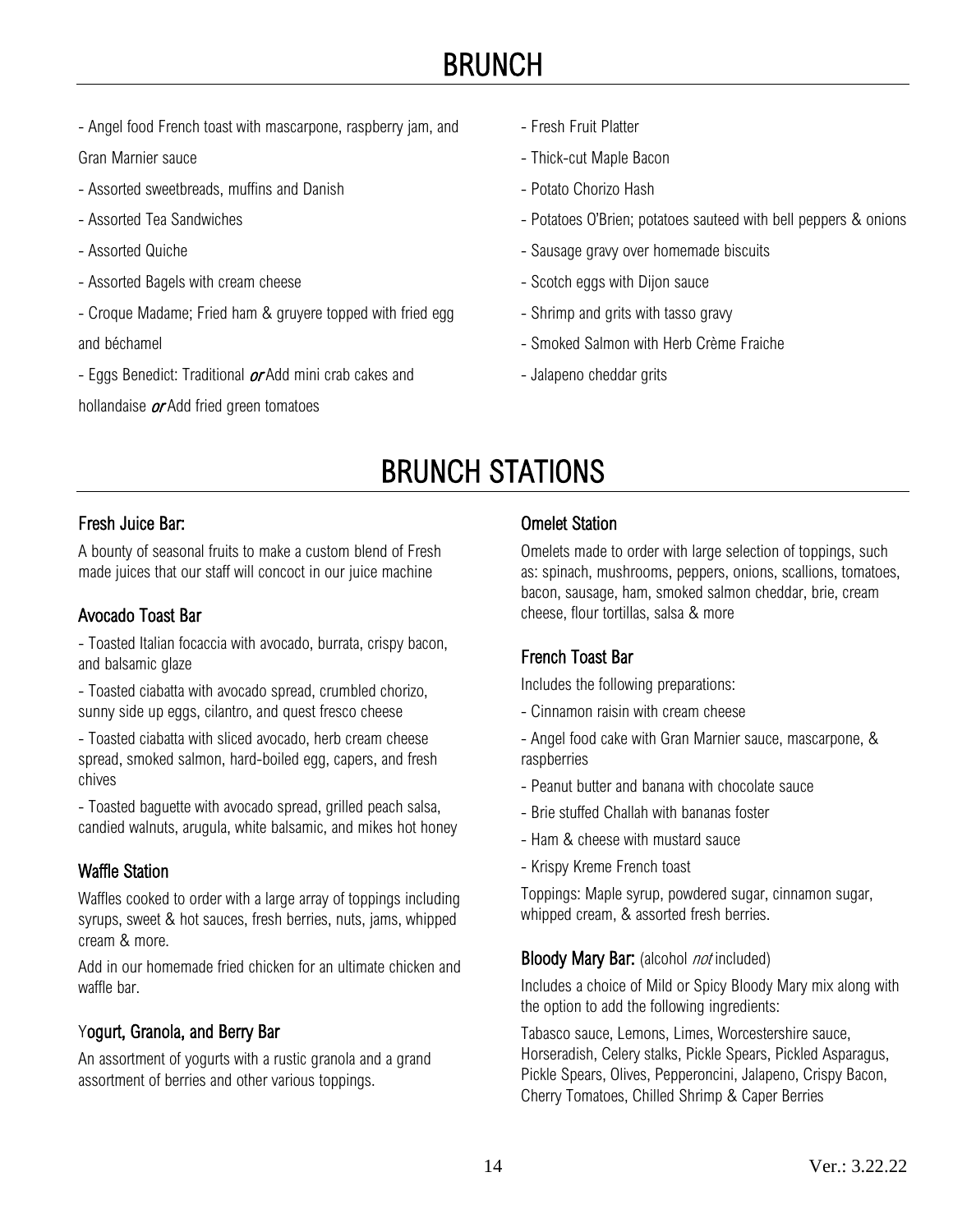# BRUNCH

- Angel food French toast with mascarpone, raspberry jam, and Gran Marnier sauce
- Assorted sweetbreads, muffins and Danish
- Assorted Tea Sandwiches
- Assorted Quiche
- Assorted Bagels with cream cheese
- Croque Madame; Fried ham & gruyere topped with fried egg and béchamel
- Eggs Benedict: Traditional *or* Add mini crab cakes and hollandaise *or* Add fried green tomatoes
- Fresh Fruit Platter
- Thick-cut Maple Bacon
- Potato Chorizo Hash
- Potatoes O'Brien; potatoes sauteed with bell peppers & onions
- Sausage gravy over homemade biscuits
- Scotch eggs with Dijon sauce
- Shrimp and grits with tasso gravy
- Smoked Salmon with Herb Crème Fraiche
- Jalapeno cheddar grits

# BRUNCH STATIONS

### Fresh Juice Bar:

A bounty of seasonal fruits to make a custom blend of Fresh made juices that our staff will concoct in our juice machine

### Avocado Toast Bar

- Toasted Italian focaccia with avocado, burrata, crispy bacon, and balsamic glaze
- Toasted ciabatta with avocado spread, crumbled chorizo, sunny side up eggs, cilantro, and quest fresco cheese
- Toasted ciabatta with sliced avocado, herb cream cheese spread, smoked salmon, hard-boiled egg, capers, and fresh chives
- Toasted baguette with avocado spread, grilled peach salsa, candied walnuts, arugula, white balsamic, and mikes hot honey

### Waffle Station

Waffles cooked to order with a large array of toppings including syrups, sweet & hot sauces, fresh berries, nuts, jams, whipped cream & more.

Add in our homemade fried chicken for an ultimate chicken and waffle bar.

### Yogurt, Granola, and Berry Bar

An assortment of yogurts with a rustic granola and a grand assortment of berries and other various toppings.

### Omelet Station

Omelets made to order with large selection of toppings, such as: spinach, mushrooms, peppers, onions, scallions, tomatoes, bacon, sausage, ham, smoked salmon cheddar, brie, cream cheese, flour tortillas, salsa & more

### French Toast Bar

Includes the following preparations:

- Cinnamon raisin with cream cheese
- Angel food cake with Gran Marnier sauce, mascarpone, & raspberries
- Peanut butter and banana with chocolate sauce
- Brie stuffed Challah with bananas foster
- Ham & cheese with mustard sauce
- Krispy Kreme French toast

Toppings: Maple syrup, powdered sugar, cinnamon sugar, whipped cream, & assorted fresh berries.

### Bloody Mary Bar: (alcohol *not* included)

Includes a choice of Mild or Spicy Bloody Mary mix along with the option to add the following ingredients:

Tabasco sauce, Lemons, Limes, Worcestershire sauce, Horseradish, Celery stalks, Pickle Spears, Pickled Asparagus, Pickle Spears, Olives, Pepperoncini, Jalapeno, Crispy Bacon, Cherry Tomatoes, Chilled Shrimp & Caper Berries

Ver.: 3.22.22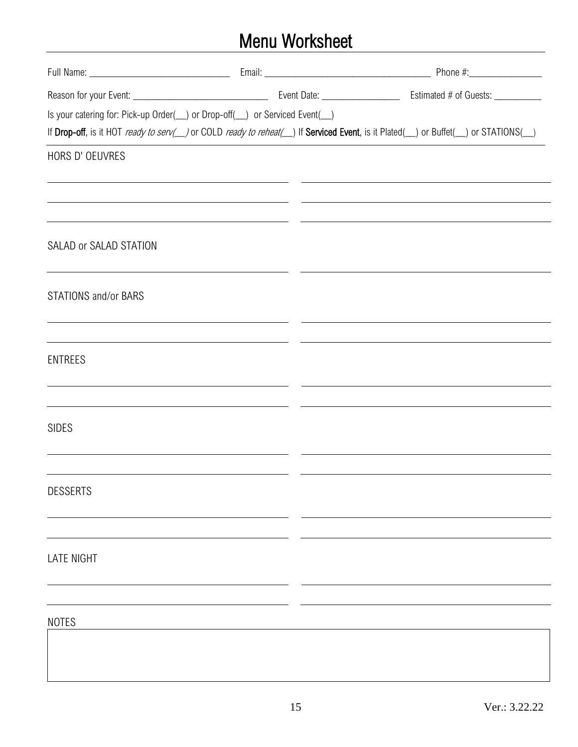# Menu Worksheet

Full Name: ______________________________ Email: ___________________________________ Phone #:________________

Reason for your Event: ______________________________ Event Date: _________________ Estimated # of Guests: __________

Is your catering for: Pick-up Order(__) or Drop-off(__) or Serviced Event(__)

If **Drop-off**, is it HOT *ready to serv(__)* or COLD *ready to reheat(__)* If **Serviced Event**, is it Plated(__) or Buffet(__) or STATIONS(__)

HORS D' OEUVRES

______________________________ ______________________________

______________________________ ______________________________

______________________________ ______________________________

SALAD or SALAD STATION

______________________________ ______________________________

STATIONS and/or BARS

______________________________ ______________________________

______________________________ ______________________________

ENTREES

______________________________ ______________________________

______________________________ ______________________________

SIDES

______________________________ ______________________________

______________________________ ______________________________

DESSERTS

______________________________ ______________________________

______________________________ ______________________________

LATE NIGHT

______________________________ ______________________________

______________________________ ______________________________

NOTES

Ver.: 3.22.22